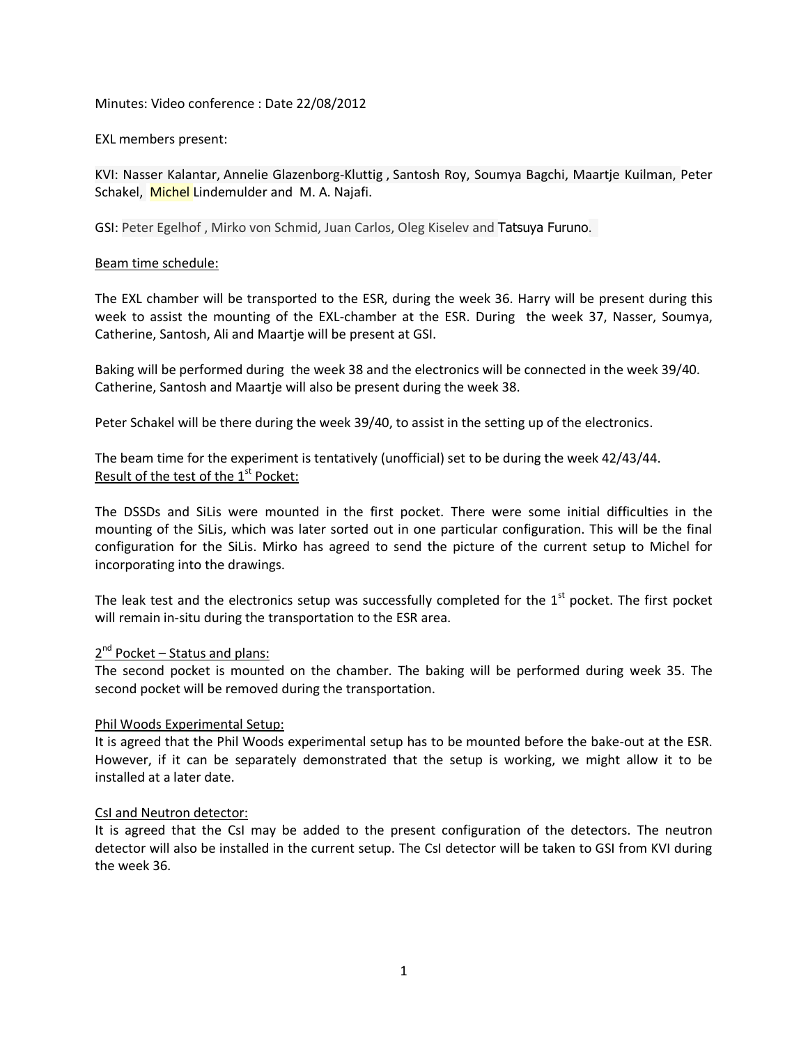Minutes: Video conference : Date 22/08/2012

EXL members present:

KVI: Nasser Kalantar, Annelie Glazenborg-Kluttig , Santosh Roy, Soumya Bagchi, Maartje Kuilman, Peter Schakel, Michel Lindemulder and M. A. Najafi.

GSI: Peter Egelhof , Mirko von Schmid, Juan Carlos, Oleg Kiselev and Tatsuya Furuno.

<u>Beam time schedule:</u>

The EXL chamber will be transported to the ESR, during the week 36. Harry will be present during this week to assist the mounting of the EXL-chamber at the ESR. During the week 37, Nasser, Soumya, Catherine, Santosh, Ali and Maartje will be present at GSI.

Baking will be performed during the week 38 and the electronics will be connected in the week 39/40. Catherine, Santosh and Maartje will also be present during the week 38.

Peter Schakel will be there during the week 39/40, to assist in the setting up of the electronics.

The beam time for the experiment is tentatively (unofficial) set to be during the week 42/43/44.

<u>Result of the test of the 1st Pocket:</u>

The DSSDs and SiLis were mounted in the first pocket. There were some initial difficulties in the mounting of the SiLis, which was later sorted out in one particular configuration. This will be the final configuration for the SiLis. Mirko has agreed to send the picture of the current setup to Michel for incorporating into the drawings.

The leak test and the electronics setup was successfully completed for the 1st pocket. The first pocket will remain in-situ during the transportation to the ESR area.

<u>2nd Pocket – Status and plans:</u>

The second pocket is mounted on the chamber. The baking will be performed during week 35. The second pocket will be removed during the transportation.

<u>Phil Woods Experimental Setup:</u>

It is agreed that the Phil Woods experimental setup has to be mounted before the bake-out at the ESR. However, if it can be separately demonstrated that the setup is working, we might allow it to be installed at a later date.

<u>CsI and Neutron detector:</u>

It is agreed that the CsI may be added to the present configuration of the detectors. The neutron detector will also be installed in the current setup. The CsI detector will be taken to GSI from KVI during the week 36.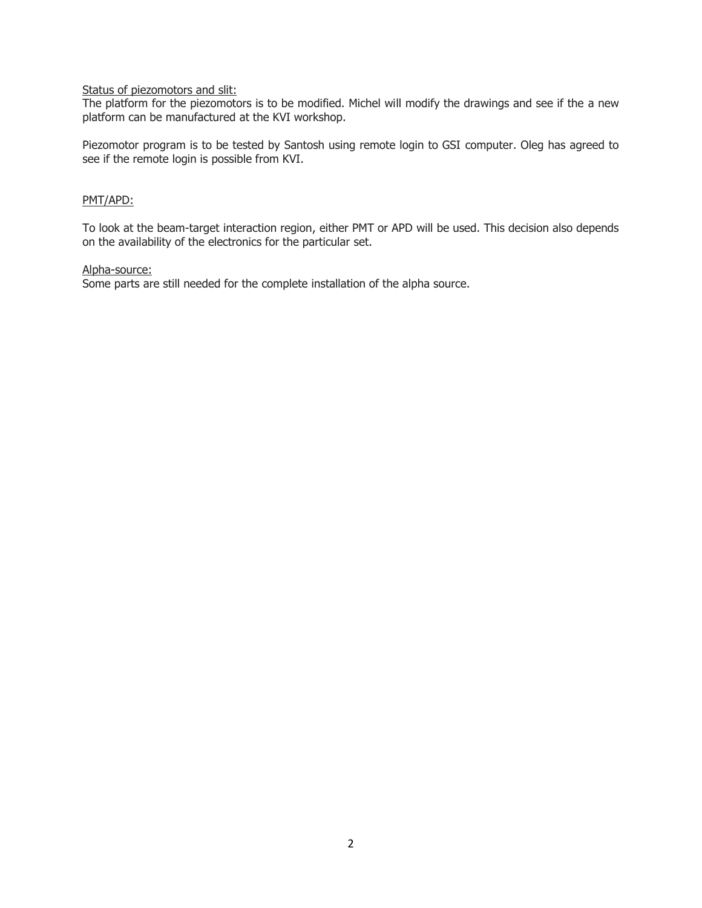Status of piezomotors and slit:

The platform for the piezomotors is to be modified. Michel will modify the drawings and see if the a new platform can be manufactured at the KVI workshop.

Piezomotor program is to be tested by Santosh using remote login to GSI computer. Oleg has agreed to see if the remote login is possible from KVI.

PMT/APD:

To look at the beam-target interaction region, either PMT or APD will be used. This decision also depends on the availability of the electronics for the particular set.

Alpha-source:

Some parts are still needed for the complete installation of the alpha source.